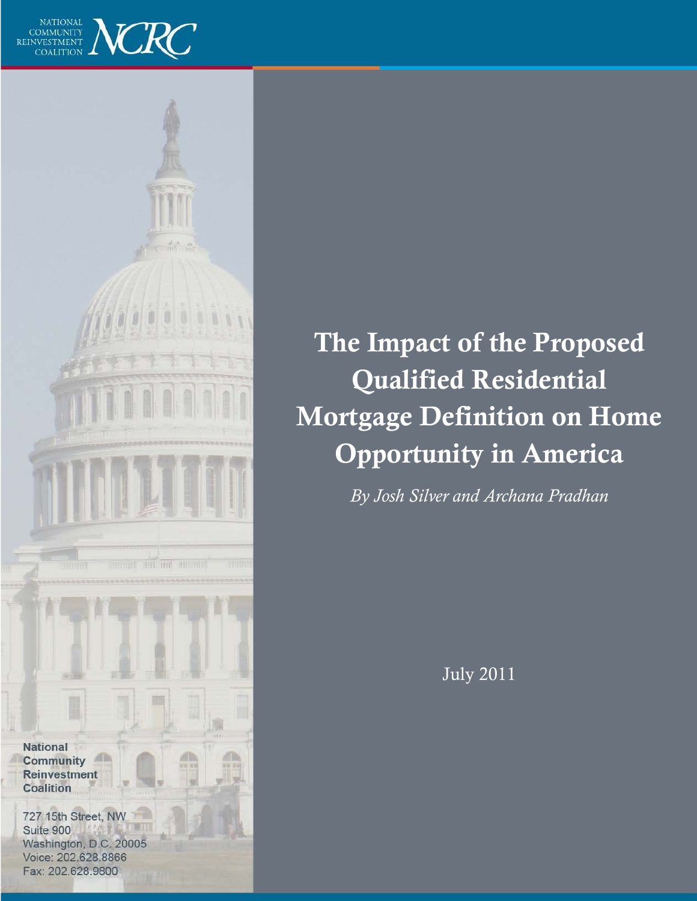NATIONAL COMMUNITY REINVESTMENT COALITION NCRC

# The Impact of the Proposed Qualified Residential Mortgage Definition on Home Opportunity in America

*By Josh Silver and Archana Pradhan*

July 2011

**National Community Reinvestment Coalition**

727 15th Street, NW
Suite 900
Washington, D.C. 20005
Voice: 202.628.8866
Fax: 202.628.9800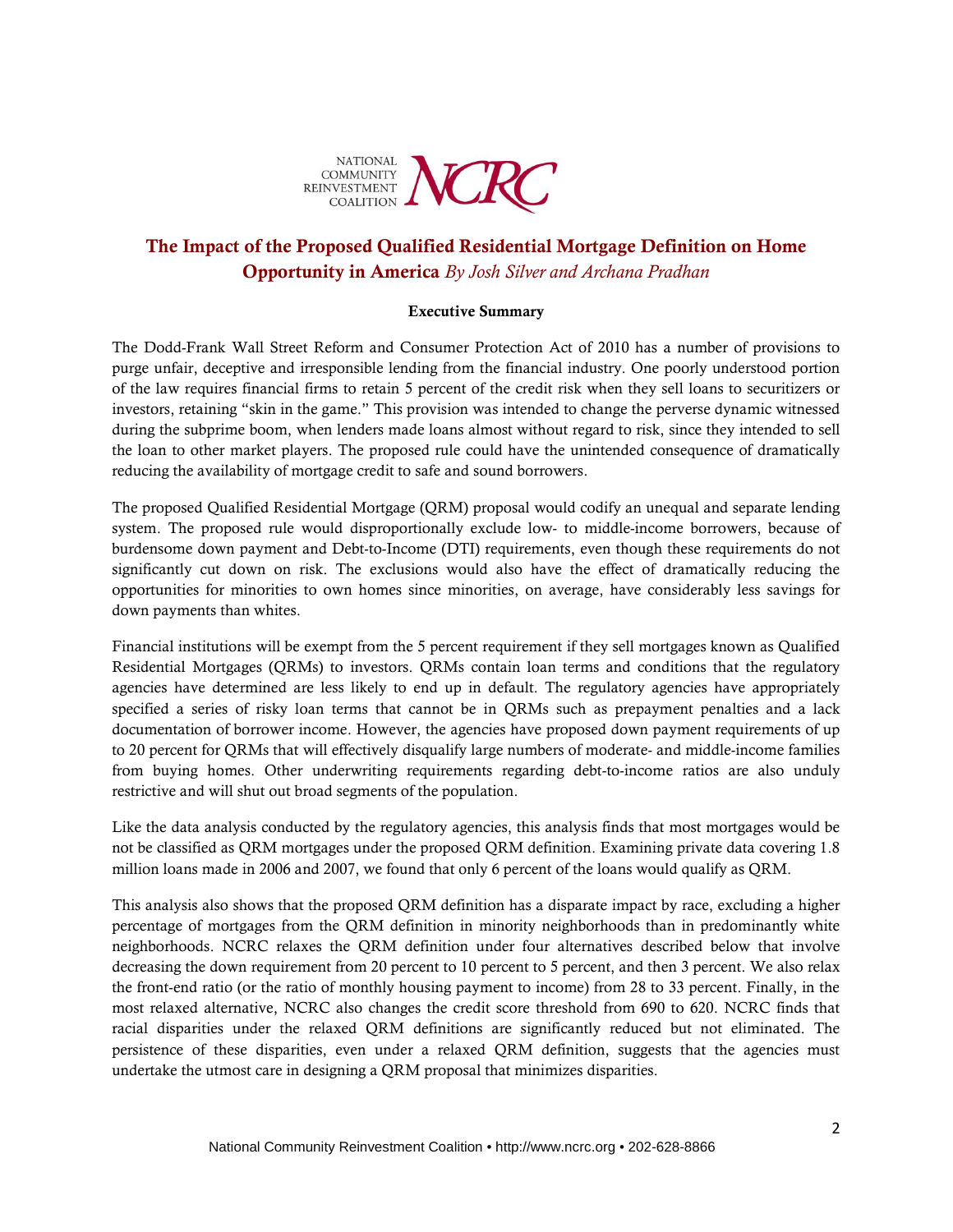NATIONAL COMMUNITY REINVESTMENT COALITION NCRC

# The Impact of the Proposed Qualified Residential Mortgage Definition on Home Opportunity in America *By Josh Silver and Archana Pradhan*

**Executive Summary**

The Dodd-Frank Wall Street Reform and Consumer Protection Act of 2010 has a number of provisions to purge unfair, deceptive and irresponsible lending from the financial industry. One poorly understood portion of the law requires financial firms to retain 5 percent of the credit risk when they sell loans to securitizers or investors, retaining "skin in the game." This provision was intended to change the perverse dynamic witnessed during the subprime boom, when lenders made loans almost without regard to risk, since they intended to sell the loan to other market players. The proposed rule could have the unintended consequence of dramatically reducing the availability of mortgage credit to safe and sound borrowers.

The proposed Qualified Residential Mortgage (QRM) proposal would codify an unequal and separate lending system. The proposed rule would disproportionally exclude low- to middle-income borrowers, because of burdensome down payment and Debt-to-Income (DTI) requirements, even though these requirements do not significantly cut down on risk. The exclusions would also have the effect of dramatically reducing the opportunities for minorities to own homes since minorities, on average, have considerably less savings for down payments than whites.

Financial institutions will be exempt from the 5 percent requirement if they sell mortgages known as Qualified Residential Mortgages (QRMs) to investors. QRMs contain loan terms and conditions that the regulatory agencies have determined are less likely to end up in default. The regulatory agencies have appropriately specified a series of risky loan terms that cannot be in QRMs such as prepayment penalties and a lack documentation of borrower income. However, the agencies have proposed down payment requirements of up to 20 percent for QRMs that will effectively disqualify large numbers of moderate- and middle-income families from buying homes. Other underwriting requirements regarding debt-to-income ratios are also unduly restrictive and will shut out broad segments of the population.

Like the data analysis conducted by the regulatory agencies, this analysis finds that most mortgages would be not be classified as QRM mortgages under the proposed QRM definition. Examining private data covering 1.8 million loans made in 2006 and 2007, we found that only 6 percent of the loans would qualify as QRM.

This analysis also shows that the proposed QRM definition has a disparate impact by race, excluding a higher percentage of mortgages from the QRM definition in minority neighborhoods than in predominantly white neighborhoods. NCRC relaxes the QRM definition under four alternatives described below that involve decreasing the down requirement from 20 percent to 10 percent to 5 percent, and then 3 percent. We also relax the front-end ratio (or the ratio of monthly housing payment to income) from 28 to 33 percent. Finally, in the most relaxed alternative, NCRC also changes the credit score threshold from 690 to 620. NCRC finds that racial disparities under the relaxed QRM definitions are significantly reduced but not eliminated. The persistence of these disparities, even under a relaxed QRM definition, suggests that the agencies must undertake the utmost care in designing a QRM proposal that minimizes disparities.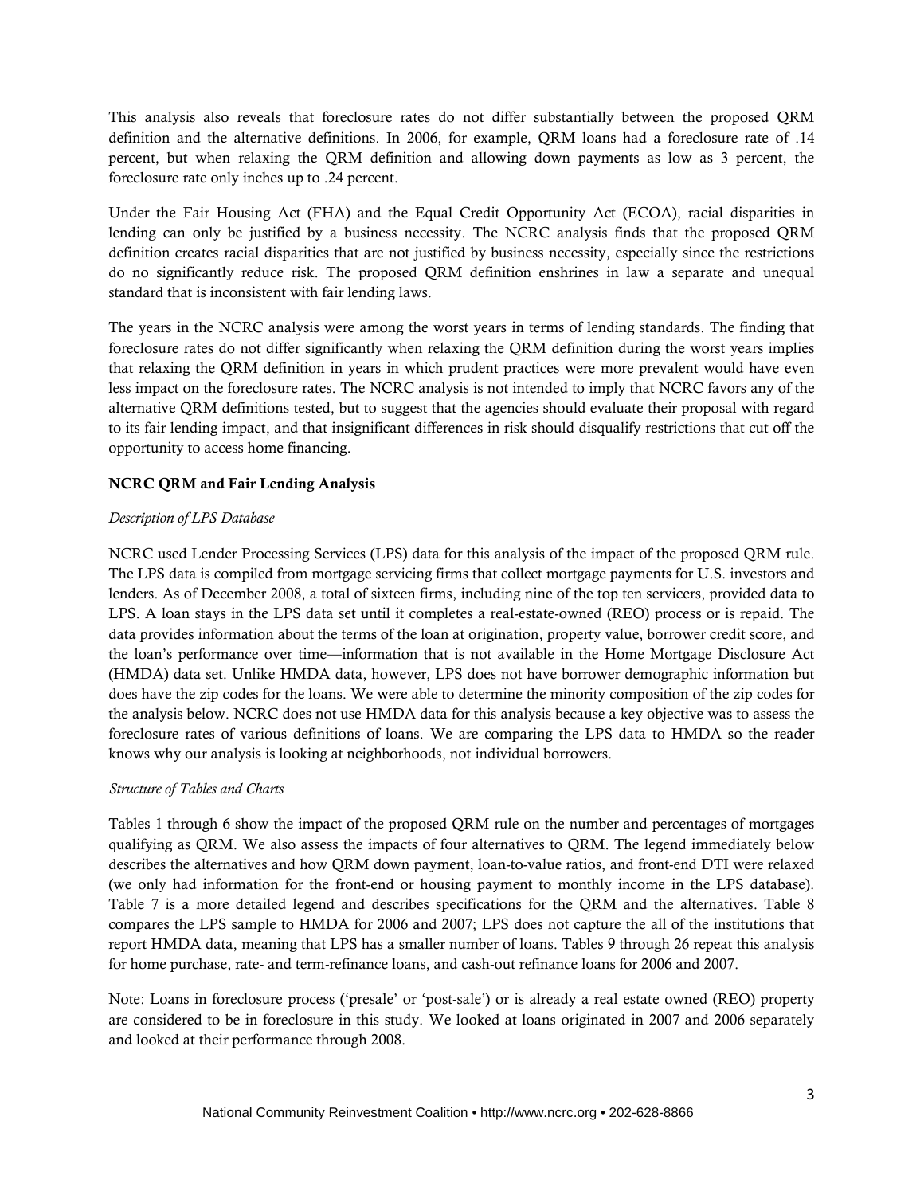This analysis also reveals that foreclosure rates do not differ substantially between the proposed QRM definition and the alternative definitions. In 2006, for example, QRM loans had a foreclosure rate of .14 percent, but when relaxing the QRM definition and allowing down payments as low as 3 percent, the foreclosure rate only inches up to .24 percent.

Under the Fair Housing Act (FHA) and the Equal Credit Opportunity Act (ECOA), racial disparities in lending can only be justified by a business necessity. The NCRC analysis finds that the proposed QRM definition creates racial disparities that are not justified by business necessity, especially since the restrictions do no significantly reduce risk. The proposed QRM definition enshrines in law a separate and unequal standard that is inconsistent with fair lending laws.

The years in the NCRC analysis were among the worst years in terms of lending standards. The finding that foreclosure rates do not differ significantly when relaxing the QRM definition during the worst years implies that relaxing the QRM definition in years in which prudent practices were more prevalent would have even less impact on the foreclosure rates. The NCRC analysis is not intended to imply that NCRC favors any of the alternative QRM definitions tested, but to suggest that the agencies should evaluate their proposal with regard to its fair lending impact, and that insignificant differences in risk should disqualify restrictions that cut off the opportunity to access home financing.

**NCRC QRM and Fair Lending Analysis**

*Description of LPS Database*

NCRC used Lender Processing Services (LPS) data for this analysis of the impact of the proposed QRM rule. The LPS data is compiled from mortgage servicing firms that collect mortgage payments for U.S. investors and lenders. As of December 2008, a total of sixteen firms, including nine of the top ten servicers, provided data to LPS. A loan stays in the LPS data set until it completes a real-estate-owned (REO) process or is repaid. The data provides information about the terms of the loan at origination, property value, borrower credit score, and the loan's performance over time—information that is not available in the Home Mortgage Disclosure Act (HMDA) data set. Unlike HMDA data, however, LPS does not have borrower demographic information but does have the zip codes for the loans. We were able to determine the minority composition of the zip codes for the analysis below. NCRC does not use HMDA data for this analysis because a key objective was to assess the foreclosure rates of various definitions of loans. We are comparing the LPS data to HMDA so the reader knows why our analysis is looking at neighborhoods, not individual borrowers.

*Structure of Tables and Charts*

Tables 1 through 6 show the impact of the proposed QRM rule on the number and percentages of mortgages qualifying as QRM. We also assess the impacts of four alternatives to QRM. The legend immediately below describes the alternatives and how QRM down payment, loan-to-value ratios, and front-end DTI were relaxed (we only had information for the front-end or housing payment to monthly income in the LPS database). Table 7 is a more detailed legend and describes specifications for the QRM and the alternatives. Table 8 compares the LPS sample to HMDA for 2006 and 2007; LPS does not capture the all of the institutions that report HMDA data, meaning that LPS has a smaller number of loans. Tables 9 through 26 repeat this analysis for home purchase, rate- and term-refinance loans, and cash-out refinance loans for 2006 and 2007.

Note: Loans in foreclosure process ('presale' or 'post-sale') or is already a real estate owned (REO) property are considered to be in foreclosure in this study. We looked at loans originated in 2007 and 2006 separately and looked at their performance through 2008.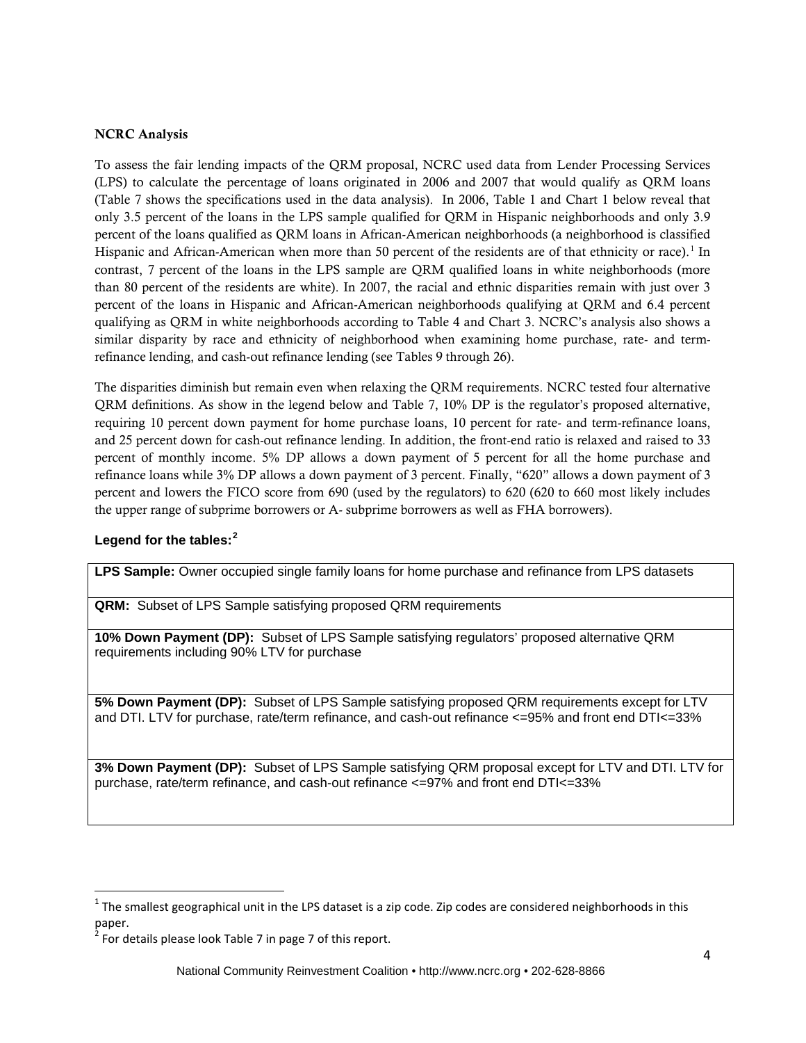**NCRC Analysis**

To assess the fair lending impacts of the QRM proposal, NCRC used data from Lender Processing Services (LPS) to calculate the percentage of loans originated in 2006 and 2007 that would qualify as QRM loans (Table 7 shows the specifications used in the data analysis). In 2006, Table 1 and Chart 1 below reveal that only 3.5 percent of the loans in the LPS sample qualified for QRM in Hispanic neighborhoods and only 3.9 percent of the loans qualified as QRM loans in African-American neighborhoods (a neighborhood is classified Hispanic and African-American when more than 50 percent of the residents are of that ethnicity or race).[1] In contrast, 7 percent of the loans in the LPS sample are QRM qualified loans in white neighborhoods (more than 80 percent of the residents are white). In 2007, the racial and ethnic disparities remain with just over 3 percent of the loans in Hispanic and African-American neighborhoods qualifying at QRM and 6.4 percent qualifying as QRM in white neighborhoods according to Table 4 and Chart 3. NCRC's analysis also shows a similar disparity by race and ethnicity of neighborhood when examining home purchase, rate- and term-refinance lending, and cash-out refinance lending (see Tables 9 through 26).

The disparities diminish but remain even when relaxing the QRM requirements. NCRC tested four alternative QRM definitions. As show in the legend below and Table 7, 10% DP is the regulator's proposed alternative, requiring 10 percent down payment for home purchase loans, 10 percent for rate- and term-refinance loans, and 25 percent down for cash-out refinance lending. In addition, the front-end ratio is relaxed and raised to 33 percent of monthly income. 5% DP allows a down payment of 5 percent for all the home purchase and refinance loans while 3% DP allows a down payment of 3 percent. Finally, "620" allows a down payment of 3 percent and lowers the FICO score from 690 (used by the regulators) to 620 (620 to 660 most likely includes the upper range of subprime borrowers or A- subprime borrowers as well as FHA borrowers).

**Legend for the tables:**[2]

| |
|---|
| **LPS Sample:** Owner occupied single family loans for home purchase and refinance from LPS datasets |
| **QRM:** Subset of LPS Sample satisfying proposed QRM requirements |
| **10% Down Payment (DP):** Subset of LPS Sample satisfying regulators' proposed alternative QRM requirements including 90% LTV for purchase |
| **5% Down Payment (DP):** Subset of LPS Sample satisfying proposed QRM requirements except for LTV and DTI. LTV for purchase, rate/term refinance, and cash-out refinance <=95% and front end DTI<=33% |
| **3% Down Payment (DP):** Subset of LPS Sample satisfying QRM proposal except for LTV and DTI. LTV for purchase, rate/term refinance, and cash-out refinance <=97% and front end DTI<=33% |

[1] The smallest geographical unit in the LPS dataset is a zip code. Zip codes are considered neighborhoods in this paper.

[2] For details please look Table 7 in page 7 of this report.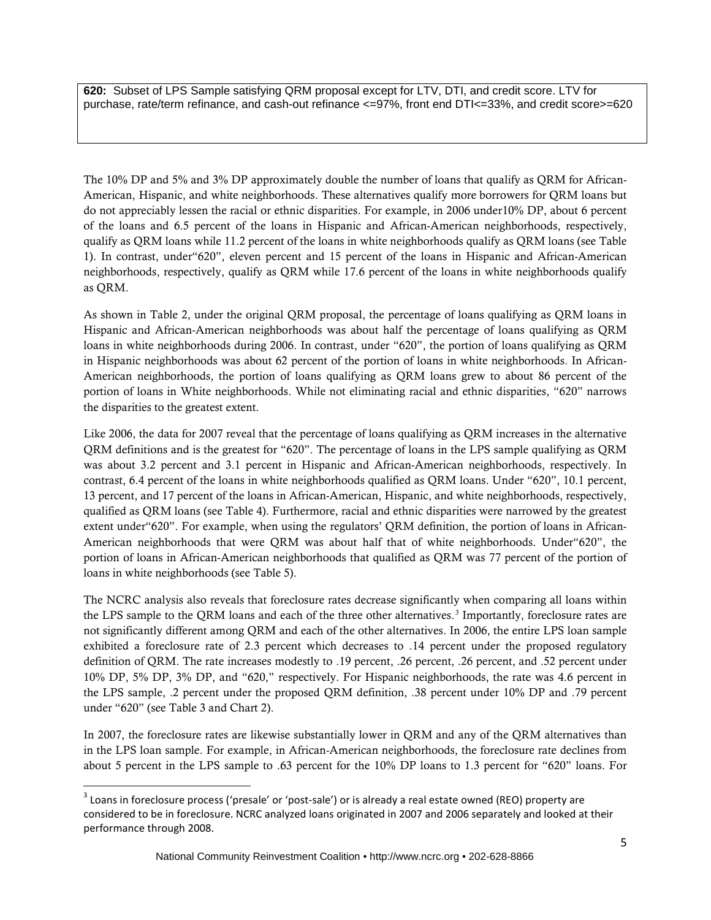**620:** Subset of LPS Sample satisfying QRM proposal except for LTV, DTI, and credit score. LTV for purchase, rate/term refinance, and cash-out refinance <=97%, front end DTI<=33%, and credit score>=620

The 10% DP and 5% and 3% DP approximately double the number of loans that qualify as QRM for African-American, Hispanic, and white neighborhoods. These alternatives qualify more borrowers for QRM loans but do not appreciably lessen the racial or ethnic disparities. For example, in 2006 under10% DP, about 6 percent of the loans and 6.5 percent of the loans in Hispanic and African-American neighborhoods, respectively, qualify as QRM loans while 11.2 percent of the loans in white neighborhoods qualify as QRM loans (see Table 1). In contrast, under"620", eleven percent and 15 percent of the loans in Hispanic and African-American neighborhoods, respectively, qualify as QRM while 17.6 percent of the loans in white neighborhoods qualify as QRM.

As shown in Table 2, under the original QRM proposal, the percentage of loans qualifying as QRM loans in Hispanic and African-American neighborhoods was about half the percentage of loans qualifying as QRM loans in white neighborhoods during 2006. In contrast, under "620", the portion of loans qualifying as QRM in Hispanic neighborhoods was about 62 percent of the portion of loans in white neighborhoods. In African-American neighborhoods, the portion of loans qualifying as QRM loans grew to about 86 percent of the portion of loans in White neighborhoods. While not eliminating racial and ethnic disparities, "620" narrows the disparities to the greatest extent.

Like 2006, the data for 2007 reveal that the percentage of loans qualifying as QRM increases in the alternative QRM definitions and is the greatest for "620". The percentage of loans in the LPS sample qualifying as QRM was about 3.2 percent and 3.1 percent in Hispanic and African-American neighborhoods, respectively. In contrast, 6.4 percent of the loans in white neighborhoods qualified as QRM loans. Under "620", 10.1 percent, 13 percent, and 17 percent of the loans in African-American, Hispanic, and white neighborhoods, respectively, qualified as QRM loans (see Table 4). Furthermore, racial and ethnic disparities were narrowed by the greatest extent under"620". For example, when using the regulators' QRM definition, the portion of loans in African-American neighborhoods that were QRM was about half that of white neighborhoods. Under"620", the portion of loans in African-American neighborhoods that qualified as QRM was 77 percent of the portion of loans in white neighborhoods (see Table 5).

The NCRC analysis also reveals that foreclosure rates decrease significantly when comparing all loans within the LPS sample to the QRM loans and each of the three other alternatives.[3] Importantly, foreclosure rates are not significantly different among QRM and each of the other alternatives. In 2006, the entire LPS loan sample exhibited a foreclosure rate of 2.3 percent which decreases to .14 percent under the proposed regulatory definition of QRM. The rate increases modestly to .19 percent, .26 percent, .26 percent, and .52 percent under 10% DP, 5% DP, 3% DP, and "620," respectively. For Hispanic neighborhoods, the rate was 4.6 percent in the LPS sample, .2 percent under the proposed QRM definition, .38 percent under 10% DP and .79 percent under "620" (see Table 3 and Chart 2).

In 2007, the foreclosure rates are likewise substantially lower in QRM and any of the QRM alternatives than in the LPS loan sample. For example, in African-American neighborhoods, the foreclosure rate declines from about 5 percent in the LPS sample to .63 percent for the 10% DP loans to 1.3 percent for "620" loans. For

[3] Loans in foreclosure process ('presale' or 'post-sale') or is already a real estate owned (REO) property are considered to be in foreclosure. NCRC analyzed loans originated in 2007 and 2006 separately and looked at their performance through 2008.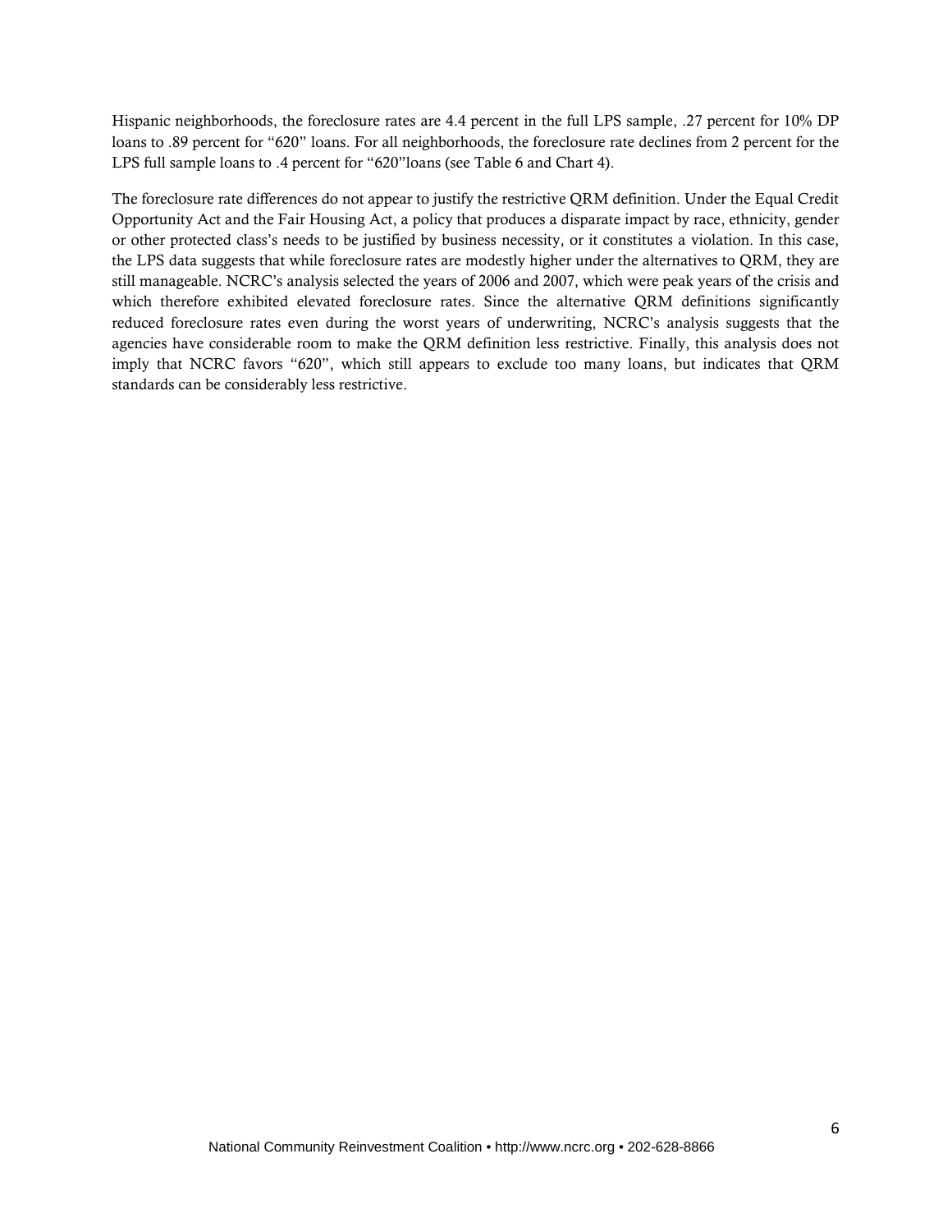Hispanic neighborhoods, the foreclosure rates are 4.4 percent in the full LPS sample, .27 percent for 10% DP loans to .89 percent for "620" loans. For all neighborhoods, the foreclosure rate declines from 2 percent for the LPS full sample loans to .4 percent for "620"loans (see Table 6 and Chart 4).

The foreclosure rate differences do not appear to justify the restrictive QRM definition. Under the Equal Credit Opportunity Act and the Fair Housing Act, a policy that produces a disparate impact by race, ethnicity, gender or other protected class's needs to be justified by business necessity, or it constitutes a violation. In this case, the LPS data suggests that while foreclosure rates are modestly higher under the alternatives to QRM, they are still manageable. NCRC's analysis selected the years of 2006 and 2007, which were peak years of the crisis and which therefore exhibited elevated foreclosure rates. Since the alternative QRM definitions significantly reduced foreclosure rates even during the worst years of underwriting, NCRC's analysis suggests that the agencies have considerable room to make the QRM definition less restrictive. Finally, this analysis does not imply that NCRC favors "620", which still appears to exclude too many loans, but indicates that QRM standards can be considerably less restrictive.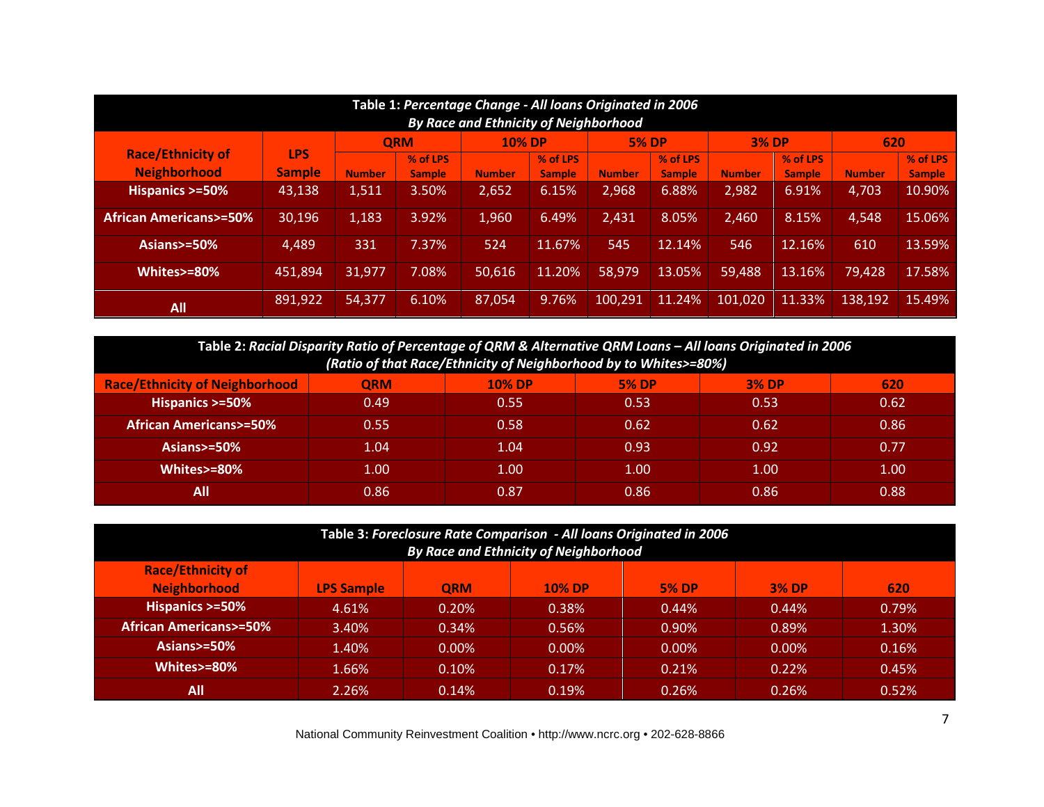**Table 1:** ***Percentage Change - All loans Originated in 2006***
***By Race and Ethnicity of Neighborhood***

| Race/Ethnicity of Neighborhood | LPS Sample | QRM | | 10% DP | | 5% DP | | 3% DP | | 620 | |
|---|---|---|---|---|---|---|---|---|---|---|---|
| | | Number | % of LPS Sample | Number | % of LPS Sample | Number | % of LPS Sample | Number | % of LPS Sample | Number | % of LPS Sample |
| **Hispanics >=50%** | 43,138 | 1,511 | 3.50% | 2,652 | 6.15% | 2,968 | 6.88% | 2,982 | 6.91% | 4,703 | 10.90% |
| **African Americans>=50%** | 30,196 | 1,183 | 3.92% | 1,960 | 6.49% | 2,431 | 8.05% | 2,460 | 8.15% | 4,548 | 15.06% |
| **Asians>=50%** | 4,489 | 331 | 7.37% | 524 | 11.67% | 545 | 12.14% | 546 | 12.16% | 610 | 13.59% |
| **Whites>=80%** | 451,894 | 31,977 | 7.08% | 50,616 | 11.20% | 58,979 | 13.05% | 59,488 | 13.16% | 79,428 | 17.58% |
| **All** | 891,922 | 54,377 | 6.10% | 87,054 | 9.76% | 100,291 | 11.24% | 101,020 | 11.33% | 138,192 | 15.49% |

**Table 2:** ***Racial Disparity Ratio of Percentage of QRM & Alternative QRM Loans – All loans Originated in 2006***
***(Ratio of that Race/Ethnicity of Neighborhood by to Whites>=80%)***

| Race/Ethnicity of Neighborhood | QRM | 10% DP | 5% DP | 3% DP | 620 |
|---|---|---|---|---|---|
| **Hispanics >=50%** | 0.49 | 0.55 | 0.53 | 0.53 | 0.62 |
| **African Americans>=50%** | 0.55 | 0.58 | 0.62 | 0.62 | 0.86 |
| **Asians>=50%** | 1.04 | 1.04 | 0.93 | 0.92 | 0.77 |
| **Whites>=80%** | 1.00 | 1.00 | 1.00 | 1.00 | 1.00 |
| **All** | 0.86 | 0.87 | 0.86 | 0.86 | 0.88 |

**Table 3:** ***Foreclosure Rate Comparison - All loans Originated in 2006***
***By Race and Ethnicity of Neighborhood***

| Race/Ethnicity of Neighborhood | LPS Sample | QRM | 10% DP | 5% DP | 3% DP | 620 |
|---|---|---|---|---|---|---|
| **Hispanics >=50%** | 4.61% | 0.20% | 0.38% | 0.44% | 0.44% | 0.79% |
| **African Americans>=50%** | 3.40% | 0.34% | 0.56% | 0.90% | 0.89% | 1.30% |
| **Asians>=50%** | 1.40% | 0.00% | 0.00% | 0.00% | 0.00% | 0.16% |
| **Whites>=80%** | 1.66% | 0.10% | 0.17% | 0.21% | 0.22% | 0.45% |
| **All** | 2.26% | 0.14% | 0.19% | 0.26% | 0.26% | 0.52% |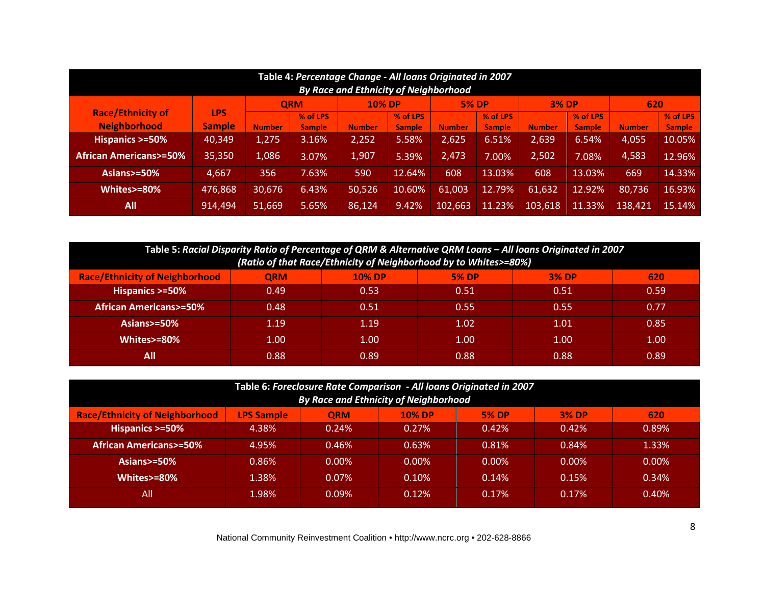**Table 4:** ***Percentage Change - All loans Originated in 2007***
***By Race and Ethnicity of Neighborhood***

| Race/Ethnicity of Neighborhood | LPS Sample | QRM | | 10% DP | | 5% DP | | 3% DP | | 620 | |
|---|---|---|---|---|---|---|---|---|---|---|---|
| | | Number | % of LPS Sample | Number | % of LPS Sample | Number | % of LPS Sample | Number | % of LPS Sample | Number | % of LPS Sample |
| Hispanics >=50% | 40,349 | 1,275 | 3.16% | 2,252 | 5.58% | 2,625 | 6.51% | 2,639 | 6.54% | 4,055 | 10.05% |
| African Americans>=50% | 35,350 | 1,086 | 3.07% | 1,907 | 5.39% | 2,473 | 7.00% | 2,502 | 7.08% | 4,583 | 12.96% |
| Asians>=50% | 4,667 | 356 | 7.63% | 590 | 12.64% | 608 | 13.03% | 608 | 13.03% | 669 | 14.33% |
| Whites>=80% | 476,868 | 30,676 | 6.43% | 50,526 | 10.60% | 61,003 | 12.79% | 61,632 | 12.92% | 80,736 | 16.93% |
| All | 914,494 | 51,669 | 5.65% | 86,124 | 9.42% | 102,663 | 11.23% | 103,618 | 11.33% | 138,421 | 15.14% |

**Table 5:** ***Racial Disparity Ratio of Percentage of QRM & Alternative QRM Loans – All loans Originated in 2007***
***(Ratio of that Race/Ethnicity of Neighborhood by to Whites>=80%)***

| Race/Ethnicity of Neighborhood | QRM | 10% DP | 5% DP | 3% DP | 620 |
|---|---|---|---|---|---|
| Hispanics >=50% | 0.49 | 0.53 | 0.51 | 0.51 | 0.59 |
| African Americans>=50% | 0.48 | 0.51 | 0.55 | 0.55 | 0.77 |
| Asians>=50% | 1.19 | 1.19 | 1.02 | 1.01 | 0.85 |
| Whites>=80% | 1.00 | 1.00 | 1.00 | 1.00 | 1.00 |
| All | 0.88 | 0.89 | 0.88 | 0.88 | 0.89 |

**Table 6:** ***Foreclosure Rate Comparison - All loans Originated in 2007***
***By Race and Ethnicity of Neighborhood***

| Race/Ethnicity of Neighborhood | LPS Sample | QRM | 10% DP | 5% DP | 3% DP | 620 |
|---|---|---|---|---|---|---|
| Hispanics >=50% | 4.38% | 0.24% | 0.27% | 0.42% | 0.42% | 0.89% |
| African Americans>=50% | 4.95% | 0.46% | 0.63% | 0.81% | 0.84% | 1.33% |
| Asians>=50% | 0.86% | 0.00% | 0.00% | 0.00% | 0.00% | 0.00% |
| Whites>=80% | 1.38% | 0.07% | 0.10% | 0.14% | 0.15% | 0.34% |
| All | 1.98% | 0.09% | 0.12% | 0.17% | 0.17% | 0.40% |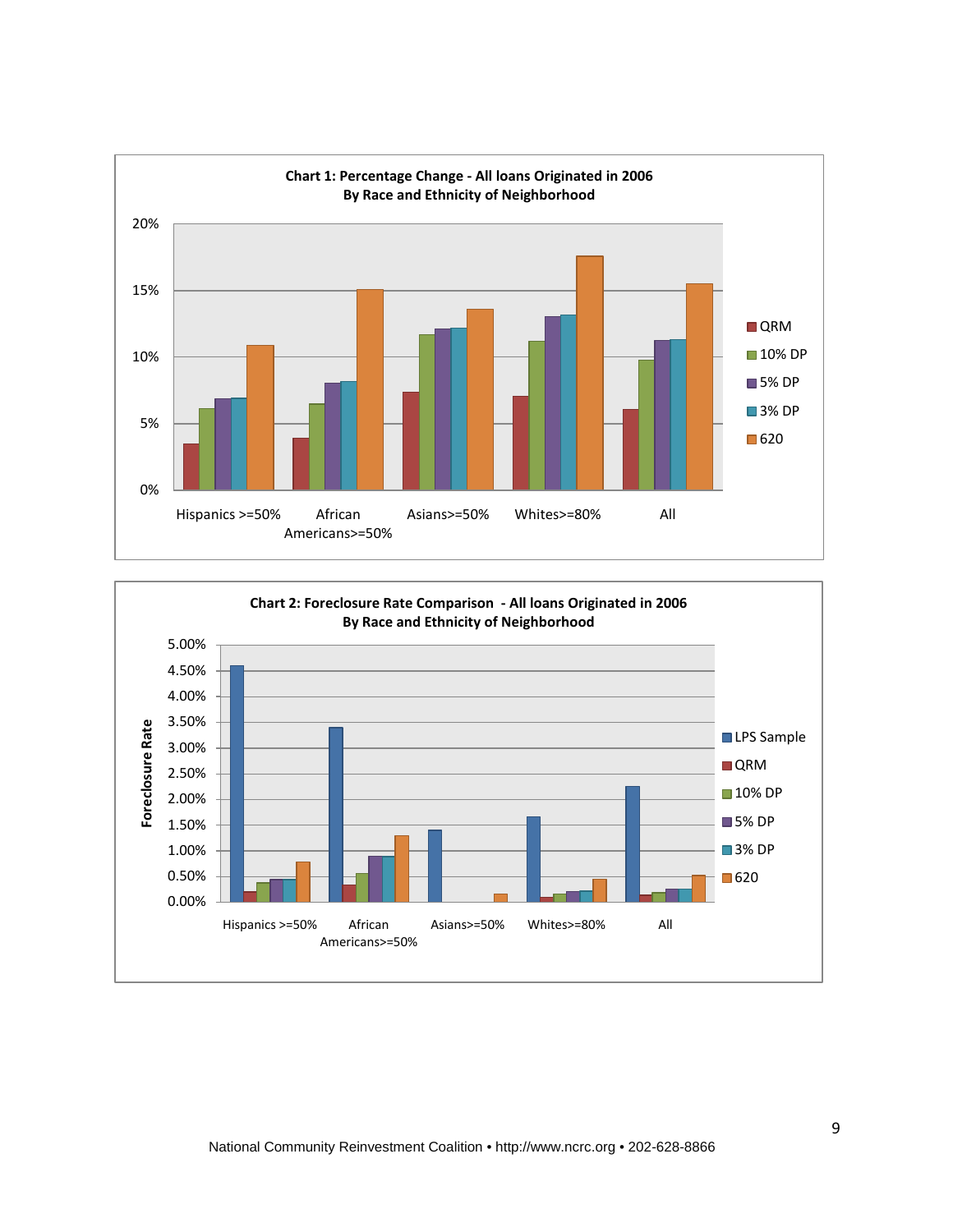**Chart 1: Percentage Change - All loans Originated in 2006**
**By Race and Ethnicity of Neighborhood**

**Chart 2: Foreclosure Rate Comparison - All loans Originated in 2006**
**By Race and Ethnicity of Neighborhood**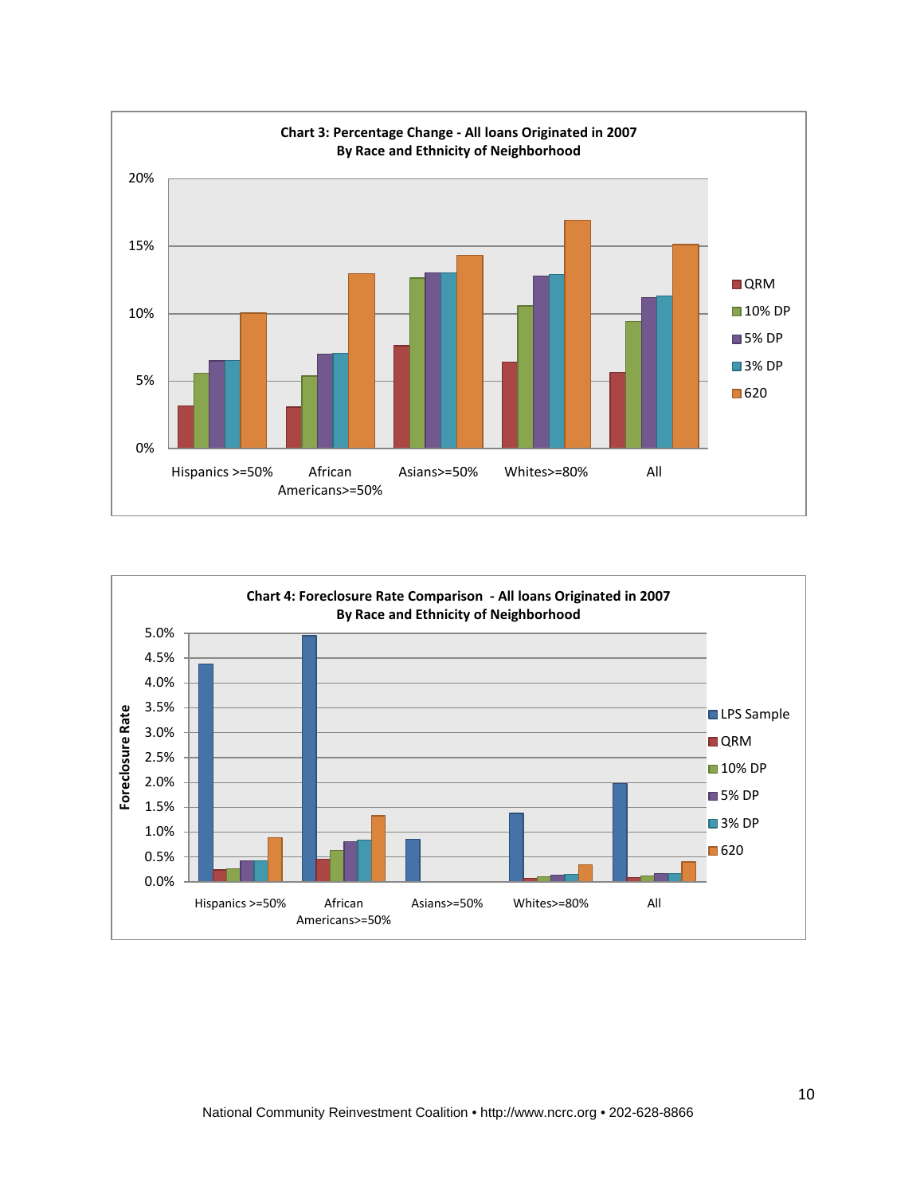**Chart 3: Percentage Change - All loans Originated in 2007**
**By Race and Ethnicity of Neighborhood**

**Chart 4: Foreclosure Rate Comparison - All loans Originated in 2007**
**By Race and Ethnicity of Neighborhood**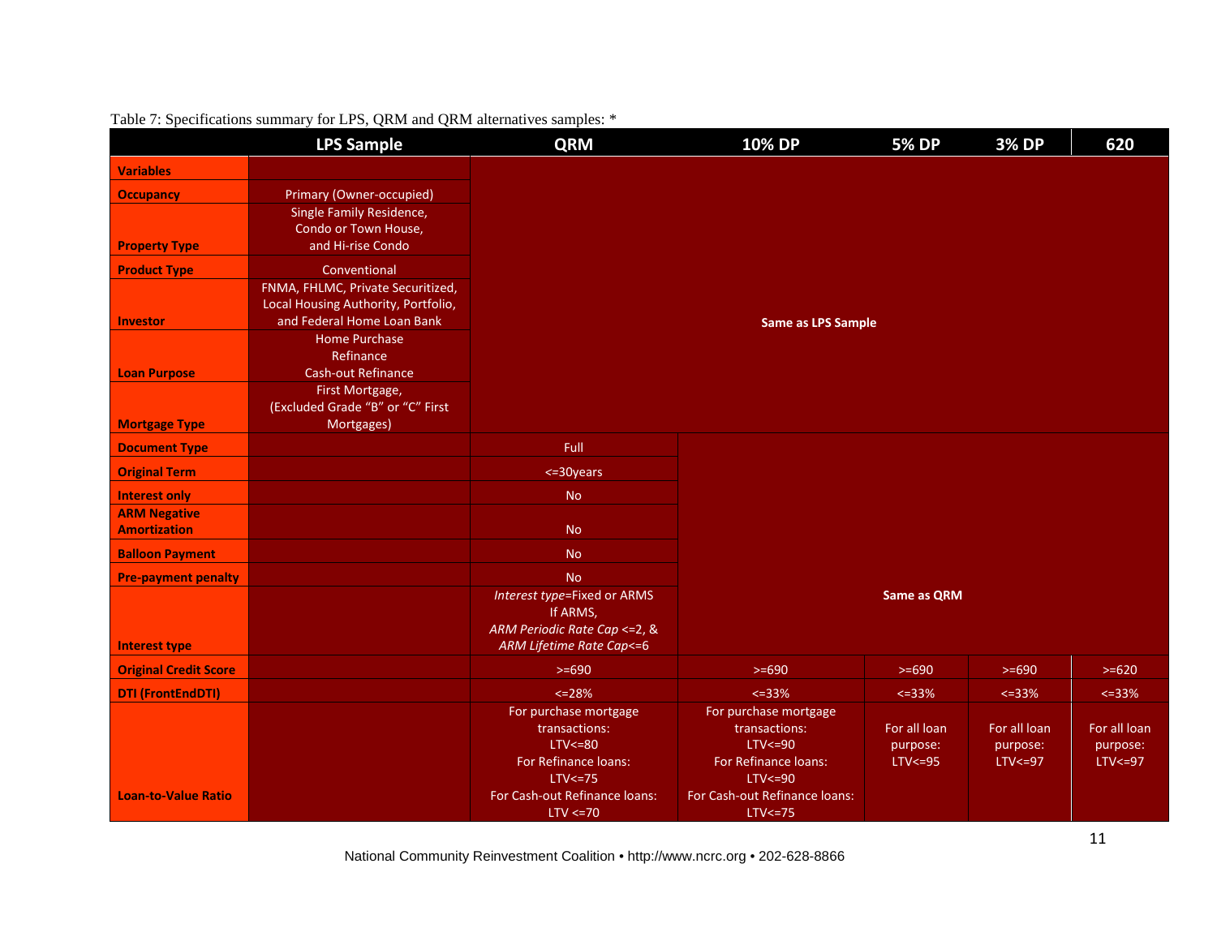Table 7: Specifications summary for LPS, QRM and QRM alternatives samples: *

| Variables | LPS Sample | QRM | 10% DP | 5% DP | 3% DP | 620 |
|---|---|---|---|---|---|---|
| Occupancy | Primary (Owner-occupied) | Same as LPS Sample | | | | |
| Property Type | Single Family Residence, Condo or Town House, and Hi-rise Condo | | | | | |
| Product Type | Conventional | | | | | |
| Investor | FNMA, FHLMC, Private Securitized, Local Housing Authority, Portfolio, and Federal Home Loan Bank | | | | | |
| Loan Purpose | Home Purchase<br>Refinance<br>Cash-out Refinance | | | | | |
| Mortgage Type | First Mortgage, (Excluded Grade "B" or "C" First Mortgages) | | | | | |
| Document Type | | Full | Same as QRM | | | |
| Original Term | | <=30years | | | | |
| Interest only | | No | | | | |
| ARM Negative Amortization | | No | | | | |
| Balloon Payment | | No | | | | |
| Pre-payment penalty | | No | | | | |
| Interest type | | *Interest type*=Fixed or ARMS<br>If ARMS,<br>*ARM Periodic Rate Cap* <=2, &<br>*ARM Lifetime Rate Cap*<=6 | | | | |
| Original Credit Score | | >=690 | >=690 | >=690 | >=690 | >=620 |
| DTI (FrontEndDTI) | | <=28% | <=33% | <=33% | <=33% | <=33% |
| Loan-to-Value Ratio | | For purchase mortgage transactions:<br>LTV<=80<br>For Refinance loans:<br>LTV<=75<br>For Cash-out Refinance loans:<br>LTV <=70 | For purchase mortgage transactions:<br>LTV<=90<br>For Refinance loans:<br>LTV<=90<br>For Cash-out Refinance loans:<br>LTV<=75 | For all loan purpose:<br>LTV<=95 | For all loan purpose:<br>LTV<=97 | For all loan purpose:<br>LTV<=97 |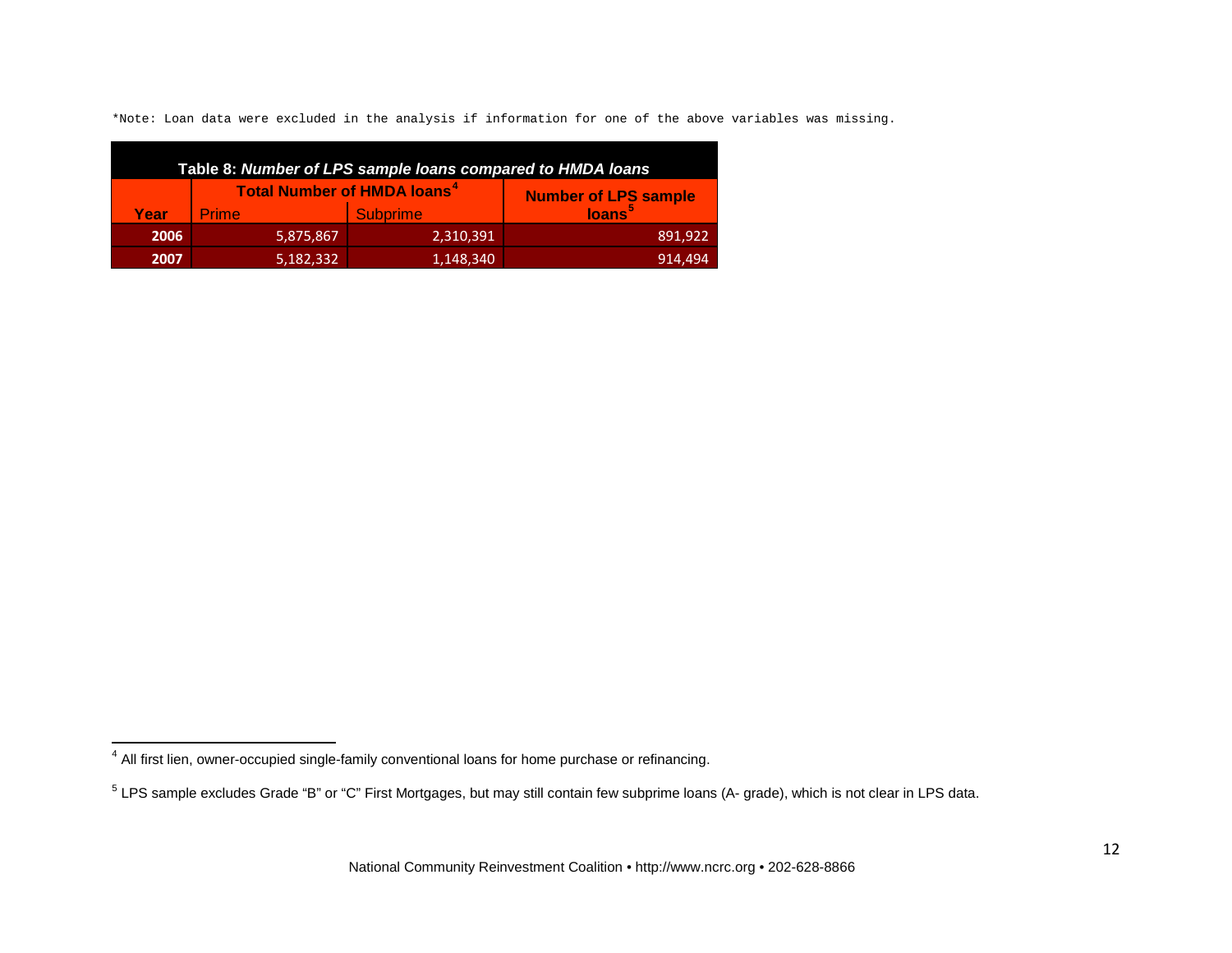*Note: Loan data were excluded in the analysis if information for one of the above variables was missing.

**Table 8: *Number of LPS sample loans compared to HMDA loans***

| Year | Total Number of HMDA loans[4] | | Number of LPS sample loans[5] |
|---|---|---|---|
| | Prime | Subprime | |
| **2006** | 5,875,867 | 2,310,391 | 891,922 |
| **2007** | 5,182,332 | 1,148,340 | 914,494 |

---

[4] All first lien, owner-occupied single-family conventional loans for home purchase or refinancing.

[5] LPS sample excludes Grade "B" or "C" First Mortgages, but may still contain few subprime loans (A- grade), which is not clear in LPS data.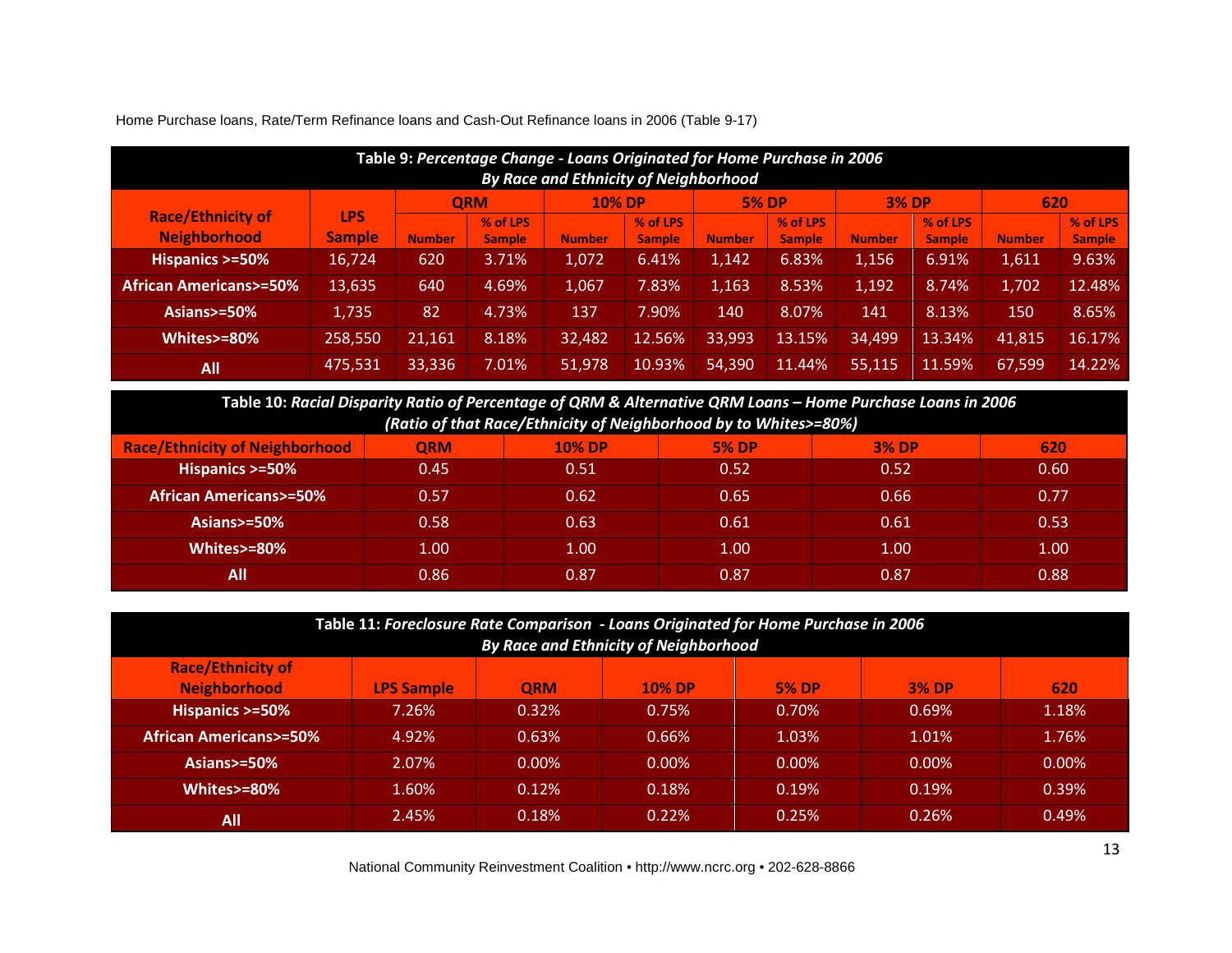Home Purchase loans, Rate/Term Refinance loans and Cash-Out Refinance loans in 2006 (Table 9-17)

**Table 9:** ***Percentage Change - Loans Originated for Home Purchase in 2006 By Race and Ethnicity of Neighborhood***

| Race/Ethnicity of Neighborhood | LPS Sample | QRM | | 10% DP | | 5% DP | | 3% DP | | 620 | |
|---|---|---|---|---|---|---|---|---|---|---|---|
| | | Number | % of LPS Sample | Number | % of LPS Sample | Number | % of LPS Sample | Number | % of LPS Sample | Number | % of LPS Sample |
| Hispanics >=50% | 16,724 | 620 | 3.71% | 1,072 | 6.41% | 1,142 | 6.83% | 1,156 | 6.91% | 1,611 | 9.63% |
| African Americans>=50% | 13,635 | 640 | 4.69% | 1,067 | 7.83% | 1,163 | 8.53% | 1,192 | 8.74% | 1,702 | 12.48% |
| Asians>=50% | 1,735 | 82 | 4.73% | 137 | 7.90% | 140 | 8.07% | 141 | 8.13% | 150 | 8.65% |
| Whites>=80% | 258,550 | 21,161 | 8.18% | 32,482 | 12.56% | 33,993 | 13.15% | 34,499 | 13.34% | 41,815 | 16.17% |
| All | 475,531 | 33,336 | 7.01% | 51,978 | 10.93% | 54,390 | 11.44% | 55,115 | 11.59% | 67,599 | 14.22% |

**Table 10:** ***Racial Disparity Ratio of Percentage of QRM & Alternative QRM Loans – Home Purchase Loans in 2006 (Ratio of that Race/Ethnicity of Neighborhood by to Whites>=80%)***

| Race/Ethnicity of Neighborhood | QRM | 10% DP | 5% DP | 3% DP | 620 |
|---|---|---|---|---|---|
| Hispanics >=50% | 0.45 | 0.51 | 0.52 | 0.52 | 0.60 |
| African Americans>=50% | 0.57 | 0.62 | 0.65 | 0.66 | 0.77 |
| Asians>=50% | 0.58 | 0.63 | 0.61 | 0.61 | 0.53 |
| Whites>=80% | 1.00 | 1.00 | 1.00 | 1.00 | 1.00 |
| All | 0.86 | 0.87 | 0.87 | 0.87 | 0.88 |

**Table 11:** ***Foreclosure Rate Comparison - Loans Originated for Home Purchase in 2006 By Race and Ethnicity of Neighborhood***

| Race/Ethnicity of Neighborhood | LPS Sample | QRM | 10% DP | 5% DP | 3% DP | 620 |
|---|---|---|---|---|---|---|
| Hispanics >=50% | 7.26% | 0.32% | 0.75% | 0.70% | 0.69% | 1.18% |
| African Americans>=50% | 4.92% | 0.63% | 0.66% | 1.03% | 1.01% | 1.76% |
| Asians>=50% | 2.07% | 0.00% | 0.00% | 0.00% | 0.00% | 0.00% |
| Whites>=80% | 1.60% | 0.12% | 0.18% | 0.19% | 0.19% | 0.39% |
| All | 2.45% | 0.18% | 0.22% | 0.25% | 0.26% | 0.49% |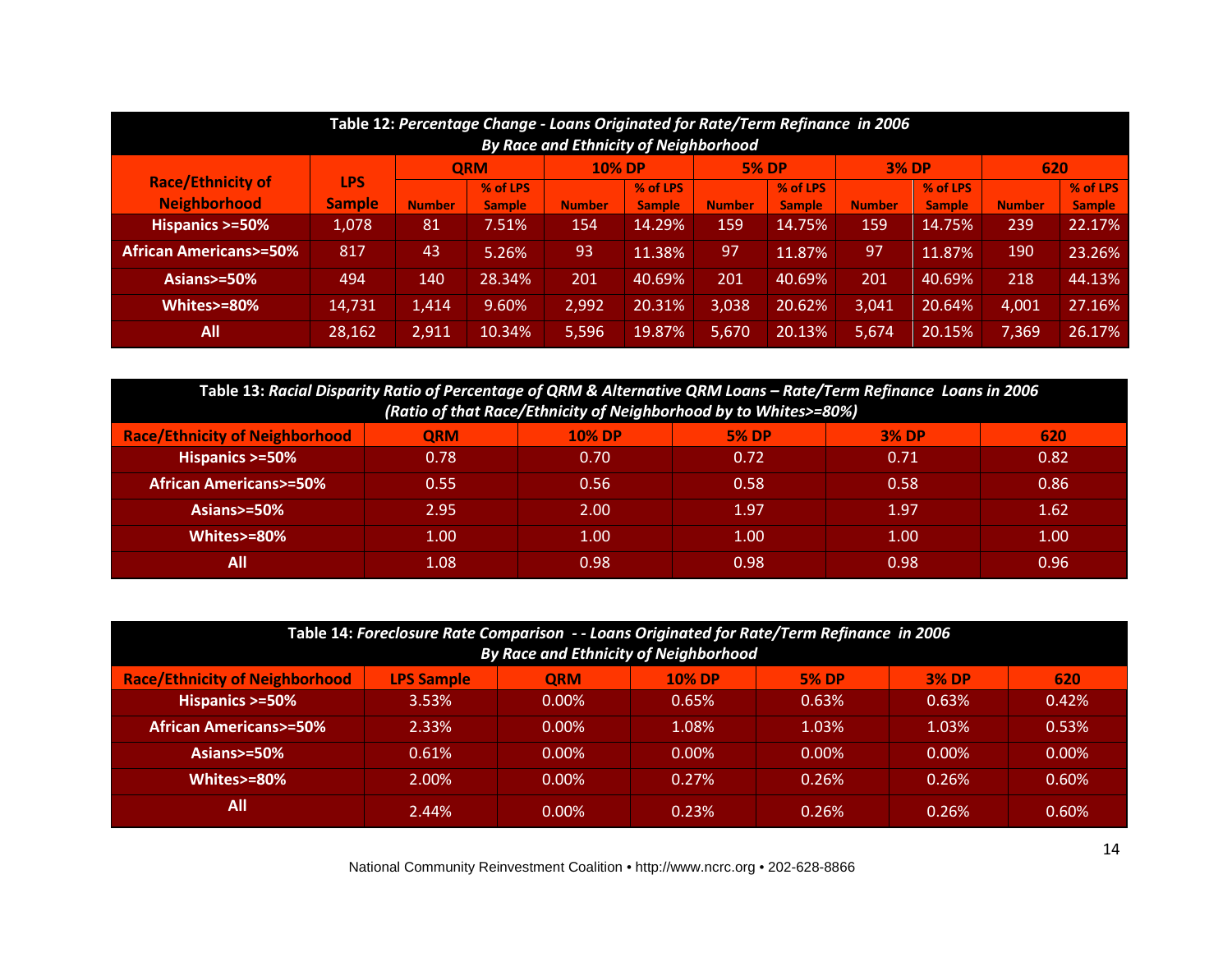**Table 12:** ***Percentage Change - Loans Originated for Rate/Term Refinance in 2006***
***By Race and Ethnicity of Neighborhood***

| Race/Ethnicity of Neighborhood | LPS Sample | QRM | | 10% DP | | 5% DP | | 3% DP | | 620 | |
|---|---|---|---|---|---|---|---|---|---|---|---|
| | | Number | % of LPS Sample | Number | % of LPS Sample | Number | % of LPS Sample | Number | % of LPS Sample | Number | % of LPS Sample |
| Hispanics >=50% | 1,078 | 81 | 7.51% | 154 | 14.29% | 159 | 14.75% | 159 | 14.75% | 239 | 22.17% |
| African Americans>=50% | 817 | 43 | 5.26% | 93 | 11.38% | 97 | 11.87% | 97 | 11.87% | 190 | 23.26% |
| Asians>=50% | 494 | 140 | 28.34% | 201 | 40.69% | 201 | 40.69% | 201 | 40.69% | 218 | 44.13% |
| Whites>=80% | 14,731 | 1,414 | 9.60% | 2,992 | 20.31% | 3,038 | 20.62% | 3,041 | 20.64% | 4,001 | 27.16% |
| All | 28,162 | 2,911 | 10.34% | 5,596 | 19.87% | 5,670 | 20.13% | 5,674 | 20.15% | 7,369 | 26.17% |

**Table 13:** ***Racial Disparity Ratio of Percentage of QRM & Alternative QRM Loans – Rate/Term Refinance Loans in 2006***
***(Ratio of that Race/Ethnicity of Neighborhood by to Whites>=80%)***

| Race/Ethnicity of Neighborhood | QRM | 10% DP | 5% DP | 3% DP | 620 |
|---|---|---|---|---|---|
| Hispanics >=50% | 0.78 | 0.70 | 0.72 | 0.71 | 0.82 |
| African Americans>=50% | 0.55 | 0.56 | 0.58 | 0.58 | 0.86 |
| Asians>=50% | 2.95 | 2.00 | 1.97 | 1.97 | 1.62 |
| Whites>=80% | 1.00 | 1.00 | 1.00 | 1.00 | 1.00 |
| All | 1.08 | 0.98 | 0.98 | 0.98 | 0.96 |

**Table 14:** ***Foreclosure Rate Comparison - - Loans Originated for Rate/Term Refinance in 2006***
***By Race and Ethnicity of Neighborhood***

| Race/Ethnicity of Neighborhood | LPS Sample | QRM | 10% DP | 5% DP | 3% DP | 620 |
|---|---|---|---|---|---|---|
| Hispanics >=50% | 3.53% | 0.00% | 0.65% | 0.63% | 0.63% | 0.42% |
| African Americans>=50% | 2.33% | 0.00% | 1.08% | 1.03% | 1.03% | 0.53% |
| Asians>=50% | 0.61% | 0.00% | 0.00% | 0.00% | 0.00% | 0.00% |
| Whites>=80% | 2.00% | 0.00% | 0.27% | 0.26% | 0.26% | 0.60% |
| All | 2.44% | 0.00% | 0.23% | 0.26% | 0.26% | 0.60% |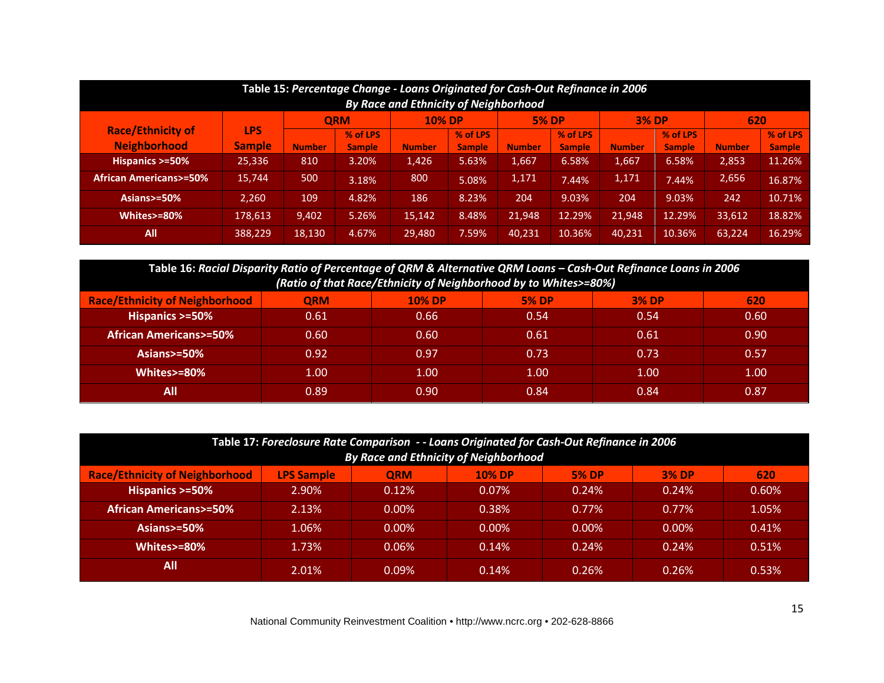| **Table 15:** ***Percentage Change - Loans Originated for Cash-Out Refinance in 2006 By Race and Ethnicity of Neighborhood*** | | | | | | | | | | | |
|---|---|---|---|---|---|---|---|---|---|---|---|
| **Race/Ethnicity of Neighborhood** | **LPS Sample** | **QRM** | | **10% DP** | | **5% DP** | | **3% DP** | | **620** | |
| | | **Number** | **% of LPS Sample** | **Number** | **% of LPS Sample** | **Number** | **% of LPS Sample** | **Number** | **% of LPS Sample** | **Number** | **% of LPS Sample** |
| **Hispanics >=50%** | 25,336 | 810 | 3.20% | 1,426 | 5.63% | 1,667 | 6.58% | 1,667 | 6.58% | 2,853 | 11.26% |
| **African Americans>=50%** | 15,744 | 500 | 3.18% | 800 | 5.08% | 1,171 | 7.44% | 1,171 | 7.44% | 2,656 | 16.87% |
| **Asians>=50%** | 2,260 | 109 | 4.82% | 186 | 8.23% | 204 | 9.03% | 204 | 9.03% | 242 | 10.71% |
| **Whites>=80%** | 178,613 | 9,402 | 5.26% | 15,142 | 8.48% | 21,948 | 12.29% | 21,948 | 12.29% | 33,612 | 18.82% |
| **All** | 388,229 | 18,130 | 4.67% | 29,480 | 7.59% | 40,231 | 10.36% | 40,231 | 10.36% | 63,224 | 16.29% |

| **Table 16:** ***Racial Disparity Ratio of Percentage of QRM & Alternative QRM Loans – Cash-Out Refinance Loans in 2006 (Ratio of that Race/Ethnicity of Neighborhood by to Whites>=80%)*** | | | | | |
|---|---|---|---|---|---|
| **Race/Ethnicity of Neighborhood** | **QRM** | **10% DP** | **5% DP** | **3% DP** | **620** |
| **Hispanics >=50%** | 0.61 | 0.66 | 0.54 | 0.54 | 0.60 |
| **African Americans>=50%** | 0.60 | 0.60 | 0.61 | 0.61 | 0.90 |
| **Asians>=50%** | 0.92 | 0.97 | 0.73 | 0.73 | 0.57 |
| **Whites>=80%** | 1.00 | 1.00 | 1.00 | 1.00 | 1.00 |
| **All** | 0.89 | 0.90 | 0.84 | 0.84 | 0.87 |

| **Table 17:** ***Foreclosure Rate Comparison - - Loans Originated for Cash-Out Refinance in 2006 By Race and Ethnicity of Neighborhood*** | | | | | | |
|---|---|---|---|---|---|---|
| **Race/Ethnicity of Neighborhood** | **LPS Sample** | **QRM** | **10% DP** | **5% DP** | **3% DP** | **620** |
| **Hispanics >=50%** | 2.90% | 0.12% | 0.07% | 0.24% | 0.24% | 0.60% |
| **African Americans>=50%** | 2.13% | 0.00% | 0.38% | 0.77% | 0.77% | 1.05% |
| **Asians>=50%** | 1.06% | 0.00% | 0.00% | 0.00% | 0.00% | 0.41% |
| **Whites>=80%** | 1.73% | 0.06% | 0.14% | 0.24% | 0.24% | 0.51% |
| **All** | 2.01% | 0.09% | 0.14% | 0.26% | 0.26% | 0.53% |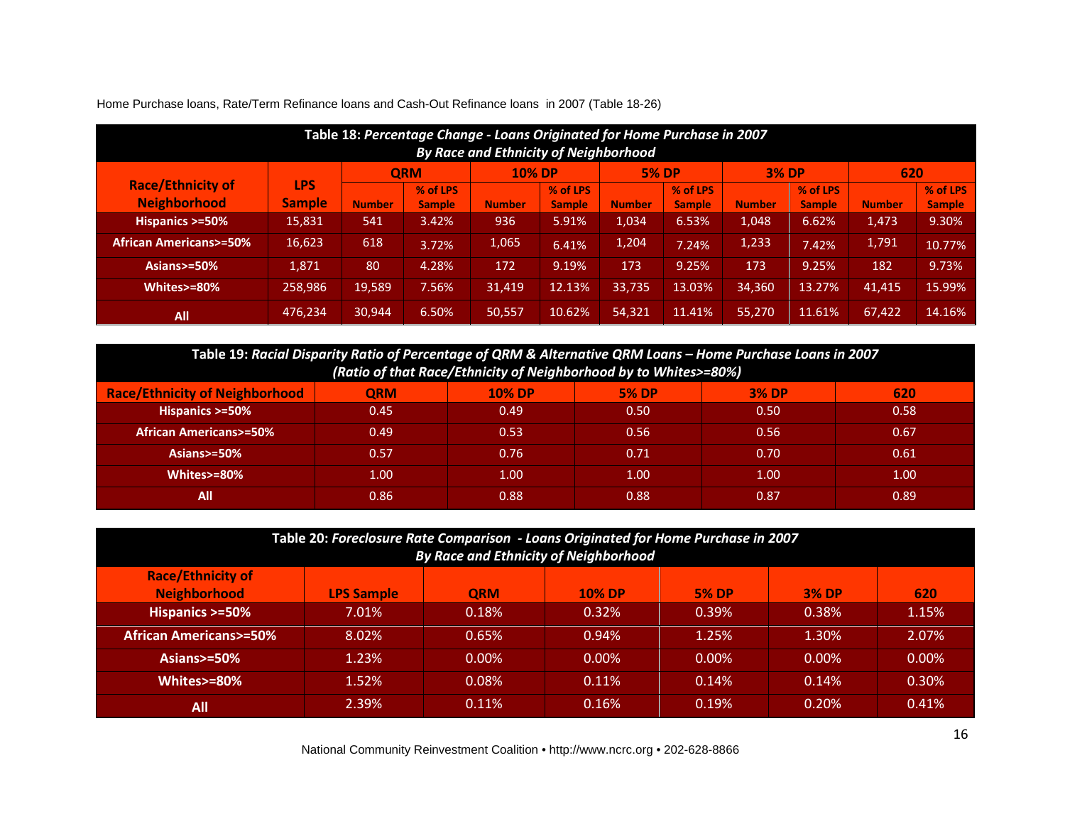Home Purchase loans, Rate/Term Refinance loans and Cash-Out Refinance loans in 2007 (Table 18-26)

**Table 18:** ***Percentage Change - Loans Originated for Home Purchase in 2007 By Race and Ethnicity of Neighborhood***

| Race/Ethnicity of Neighborhood | LPS Sample | QRM | | 10% DP | | 5% DP | | 3% DP | | 620 | |
|---|---|---|---|---|---|---|---|---|---|---|---|
| | | Number | % of LPS Sample | Number | % of LPS Sample | Number | % of LPS Sample | Number | % of LPS Sample | Number | % of LPS Sample |
| Hispanics >=50% | 15,831 | 541 | 3.42% | 936 | 5.91% | 1,034 | 6.53% | 1,048 | 6.62% | 1,473 | 9.30% |
| African Americans>=50% | 16,623 | 618 | 3.72% | 1,065 | 6.41% | 1,204 | 7.24% | 1,233 | 7.42% | 1,791 | 10.77% |
| Asians>=50% | 1,871 | 80 | 4.28% | 172 | 9.19% | 173 | 9.25% | 173 | 9.25% | 182 | 9.73% |
| Whites>=80% | 258,986 | 19,589 | 7.56% | 31,419 | 12.13% | 33,735 | 13.03% | 34,360 | 13.27% | 41,415 | 15.99% |
| All | 476,234 | 30,944 | 6.50% | 50,557 | 10.62% | 54,321 | 11.41% | 55,270 | 11.61% | 67,422 | 14.16% |

**Table 19:** ***Racial Disparity Ratio of Percentage of QRM & Alternative QRM Loans – Home Purchase Loans in 2007 (Ratio of that Race/Ethnicity of Neighborhood by to Whites>=80%)***

| Race/Ethnicity of Neighborhood | QRM | 10% DP | 5% DP | 3% DP | 620 |
|---|---|---|---|---|---|
| Hispanics >=50% | 0.45 | 0.49 | 0.50 | 0.50 | 0.58 |
| African Americans>=50% | 0.49 | 0.53 | 0.56 | 0.56 | 0.67 |
| Asians>=50% | 0.57 | 0.76 | 0.71 | 0.70 | 0.61 |
| Whites>=80% | 1.00 | 1.00 | 1.00 | 1.00 | 1.00 |
| All | 0.86 | 0.88 | 0.88 | 0.87 | 0.89 |

**Table 20:** ***Foreclosure Rate Comparison - Loans Originated for Home Purchase in 2007 By Race and Ethnicity of Neighborhood***

| Race/Ethnicity of Neighborhood | LPS Sample | QRM | 10% DP | 5% DP | 3% DP | 620 |
|---|---|---|---|---|---|---|
| Hispanics >=50% | 7.01% | 0.18% | 0.32% | 0.39% | 0.38% | 1.15% |
| African Americans>=50% | 8.02% | 0.65% | 0.94% | 1.25% | 1.30% | 2.07% |
| Asians>=50% | 1.23% | 0.00% | 0.00% | 0.00% | 0.00% | 0.00% |
| Whites>=80% | 1.52% | 0.08% | 0.11% | 0.14% | 0.14% | 0.30% |
| All | 2.39% | 0.11% | 0.16% | 0.19% | 0.20% | 0.41% |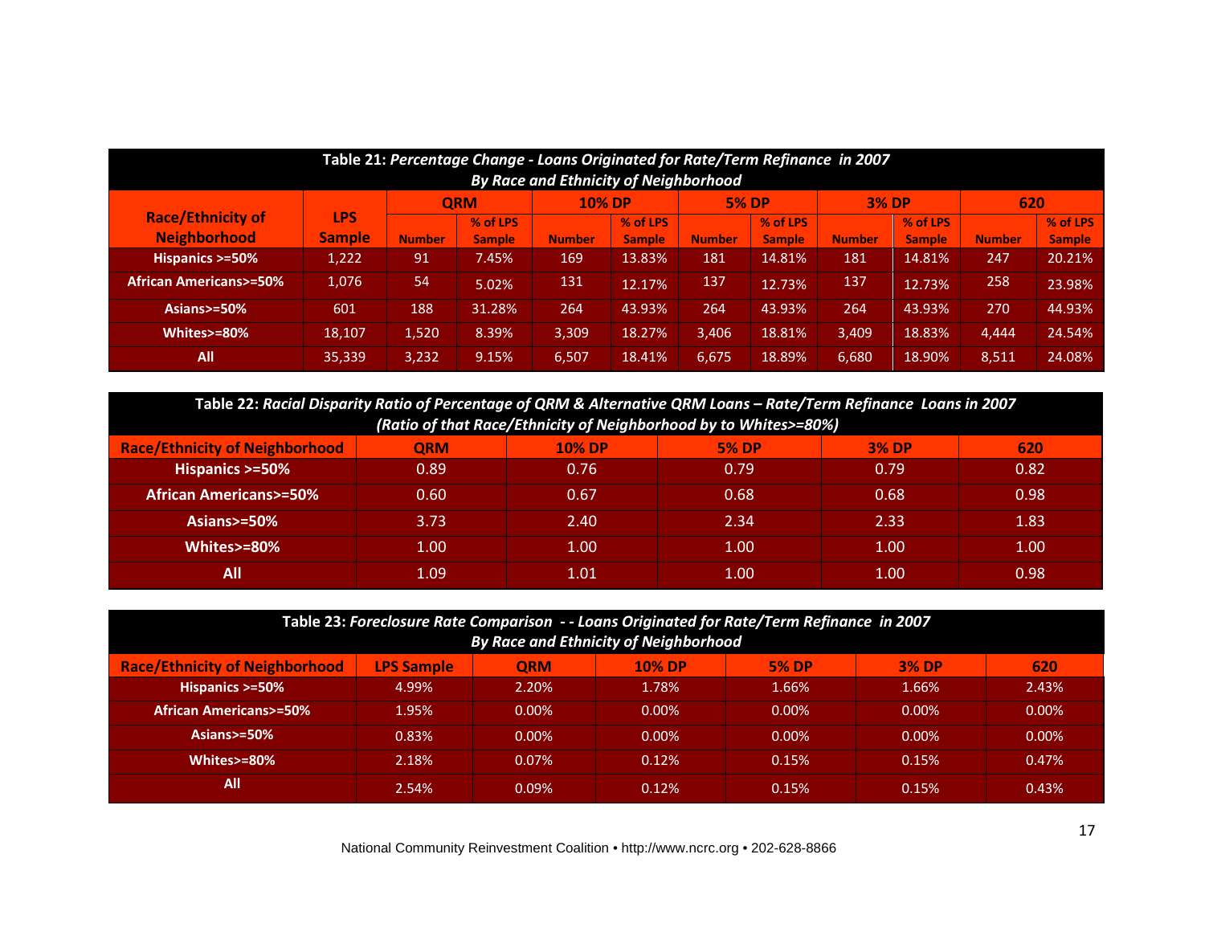**Table 21:** *Percentage Change - Loans Originated for Rate/Term Refinance in 2007 By Race and Ethnicity of Neighborhood*

| Race/Ethnicity of Neighborhood | LPS Sample | QRM | | 10% DP | | 5% DP | | 3% DP | | 620 | |
|---|---|---|---|---|---|---|---|---|---|---|---|
| | | Number | % of LPS Sample | Number | % of LPS Sample | Number | % of LPS Sample | Number | % of LPS Sample | Number | % of LPS Sample |
| Hispanics >=50% | 1,222 | 91 | 7.45% | 169 | 13.83% | 181 | 14.81% | 181 | 14.81% | 247 | 20.21% |
| African Americans>=50% | 1,076 | 54 | 5.02% | 131 | 12.17% | 137 | 12.73% | 137 | 12.73% | 258 | 23.98% |
| Asians>=50% | 601 | 188 | 31.28% | 264 | 43.93% | 264 | 43.93% | 264 | 43.93% | 270 | 44.93% |
| Whites>=80% | 18,107 | 1,520 | 8.39% | 3,309 | 18.27% | 3,406 | 18.81% | 3,409 | 18.83% | 4,444 | 24.54% |
| All | 35,339 | 3,232 | 9.15% | 6,507 | 18.41% | 6,675 | 18.89% | 6,680 | 18.90% | 8,511 | 24.08% |

**Table 22:** *Racial Disparity Ratio of Percentage of QRM & Alternative QRM Loans – Rate/Term Refinance Loans in 2007 (Ratio of that Race/Ethnicity of Neighborhood by to Whites>=80%)*

| Race/Ethnicity of Neighborhood | QRM | 10% DP | 5% DP | 3% DP | 620 |
|---|---|---|---|---|---|
| Hispanics >=50% | 0.89 | 0.76 | 0.79 | 0.79 | 0.82 |
| African Americans>=50% | 0.60 | 0.67 | 0.68 | 0.68 | 0.98 |
| Asians>=50% | 3.73 | 2.40 | 2.34 | 2.33 | 1.83 |
| Whites>=80% | 1.00 | 1.00 | 1.00 | 1.00 | 1.00 |
| All | 1.09 | 1.01 | 1.00 | 1.00 | 0.98 |

**Table 23:** *Foreclosure Rate Comparison - - Loans Originated for Rate/Term Refinance in 2007 By Race and Ethnicity of Neighborhood*

| Race/Ethnicity of Neighborhood | LPS Sample | QRM | 10% DP | 5% DP | 3% DP | 620 |
|---|---|---|---|---|---|---|
| Hispanics >=50% | 4.99% | 2.20% | 1.78% | 1.66% | 1.66% | 2.43% |
| African Americans>=50% | 1.95% | 0.00% | 0.00% | 0.00% | 0.00% | 0.00% |
| Asians>=50% | 0.83% | 0.00% | 0.00% | 0.00% | 0.00% | 0.00% |
| Whites>=80% | 2.18% | 0.07% | 0.12% | 0.15% | 0.15% | 0.47% |
| All | 2.54% | 0.09% | 0.12% | 0.15% | 0.15% | 0.43% |

National Community Reinvestment Coalition • http://www.ncrc.org • 202-628-8866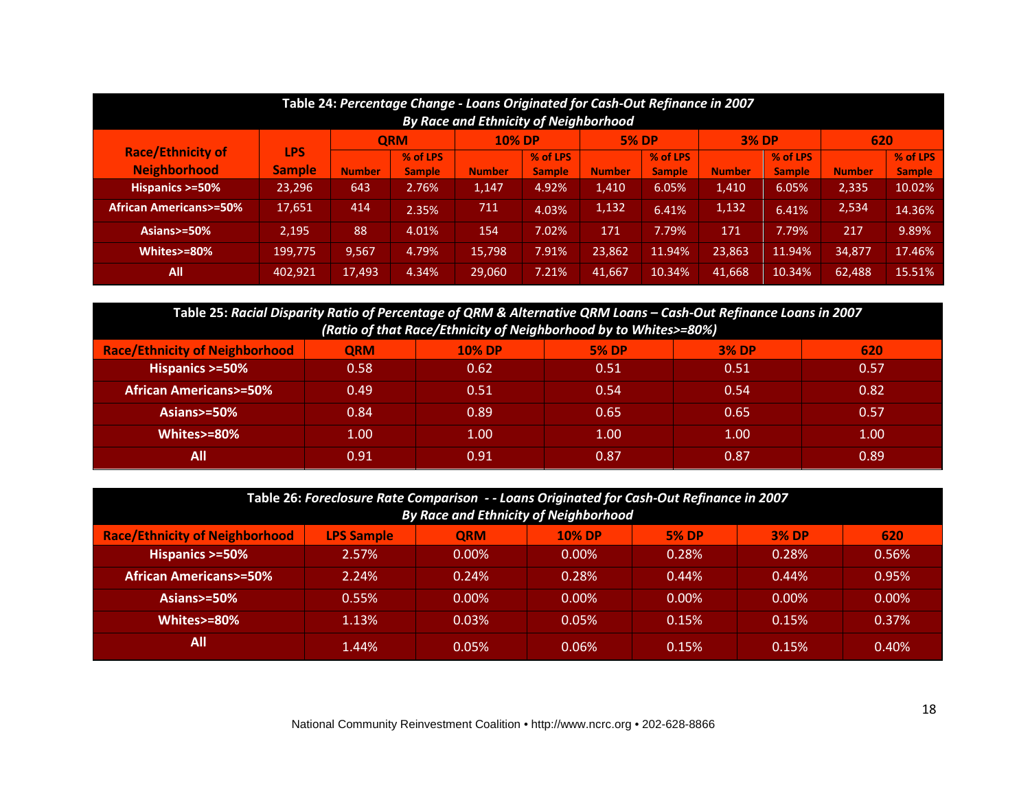| Table 24: *Percentage Change - Loans Originated for Cash-Out Refinance in 2007 By Race and Ethnicity of Neighborhood* | | | | | | | | | | | |
|---|---|---|---|---|---|---|---|---|---|---|---|
| Race/Ethnicity of Neighborhood | LPS Sample | QRM | | 10% DP | | 5% DP | | 3% DP | | 620 | |
| | | Number | % of LPS Sample | Number | % of LPS Sample | Number | % of LPS Sample | Number | % of LPS Sample | Number | % of LPS Sample |
| Hispanics >=50% | 23,296 | 643 | 2.76% | 1,147 | 4.92% | 1,410 | 6.05% | 1,410 | 6.05% | 2,335 | 10.02% |
| African Americans>=50% | 17,651 | 414 | 2.35% | 711 | 4.03% | 1,132 | 6.41% | 1,132 | 6.41% | 2,534 | 14.36% |
| Asians>=50% | 2,195 | 88 | 4.01% | 154 | 7.02% | 171 | 7.79% | 171 | 7.79% | 217 | 9.89% |
| Whites>=80% | 199,775 | 9,567 | 4.79% | 15,798 | 7.91% | 23,862 | 11.94% | 23,863 | 11.94% | 34,877 | 17.46% |
| All | 402,921 | 17,493 | 4.34% | 29,060 | 7.21% | 41,667 | 10.34% | 41,668 | 10.34% | 62,488 | 15.51% |

| Table 25: *Racial Disparity Ratio of Percentage of QRM & Alternative QRM Loans – Cash-Out Refinance Loans in 2007 (Ratio of that Race/Ethnicity of Neighborhood by to Whites>=80%)* | | | | | |
|---|---|---|---|---|---|
| Race/Ethnicity of Neighborhood | QRM | 10% DP | 5% DP | 3% DP | 620 |
| Hispanics >=50% | 0.58 | 0.62 | 0.51 | 0.51 | 0.57 |
| African Americans>=50% | 0.49 | 0.51 | 0.54 | 0.54 | 0.82 |
| Asians>=50% | 0.84 | 0.89 | 0.65 | 0.65 | 0.57 |
| Whites>=80% | 1.00 | 1.00 | 1.00 | 1.00 | 1.00 |
| All | 0.91 | 0.91 | 0.87 | 0.87 | 0.89 |

| Table 26: *Foreclosure Rate Comparison - - Loans Originated for Cash-Out Refinance in 2007 By Race and Ethnicity of Neighborhood* | | | | | | |
|---|---|---|---|---|---|---|
| Race/Ethnicity of Neighborhood | LPS Sample | QRM | 10% DP | 5% DP | 3% DP | 620 |
| Hispanics >=50% | 2.57% | 0.00% | 0.00% | 0.28% | 0.28% | 0.56% |
| African Americans>=50% | 2.24% | 0.24% | 0.28% | 0.44% | 0.44% | 0.95% |
| Asians>=50% | 0.55% | 0.00% | 0.00% | 0.00% | 0.00% | 0.00% |
| Whites>=80% | 1.13% | 0.03% | 0.05% | 0.15% | 0.15% | 0.37% |
| All | 1.44% | 0.05% | 0.06% | 0.15% | 0.15% | 0.40% |

National Community Reinvestment Coalition • http://www.ncrc.org • 202-628-8866